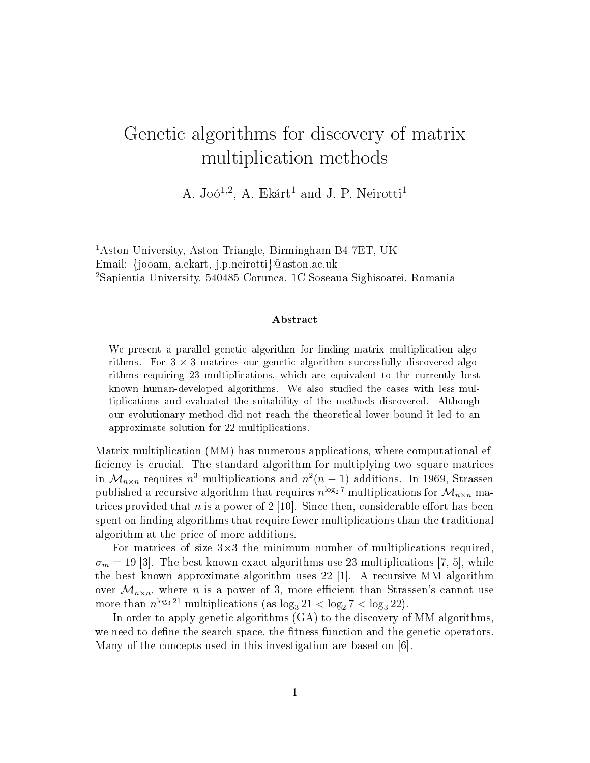# Genetic algorithms for discovery of matrix multiplication methods

A. Joó[1,2], A. Ekárt[1] and J. P. Neirotti[1]

[1]Aston University, Aston Triangle, Birmingham B4 7ET, UK
Email: {jooam, a.ekart, j.p.neirotti}@aston.ac.uk
[2]Sapientia University, 540485 Corunca, 1C Soseaua Sighisoarei, Romania

### Abstract

We present a parallel genetic algorithm for finding matrix multiplication algorithms. For $3 \times 3$ matrices our genetic algorithm successfully discovered algorithms requiring 23 multiplications, which are equivalent to the currently best known human-developed algorithms. We also studied the cases with less multiplications and evaluated the suitability of the methods discovered. Although our evolutionary method did not reach the theoretical lower bound it led to an approximate solution for 22 multiplications.

Matrix multiplication (MM) has numerous applications, where computational efficiency is crucial. The standard algorithm for multiplying two square matrices in $\mathcal{M}_{n \times n}$ requires $n^3$ multiplications and $n^2(n-1)$ additions. In 1969, Strassen published a recursive algorithm that requires $n^{\log_2 7}$ multiplications for $\mathcal{M}_{n \times n}$ matrices provided that $n$ is a power of 2 [10]. Since then, considerable effort has been spent on finding algorithms that require fewer multiplications than the traditional algorithm at the price of more additions.

For matrices of size $3 \times 3$ the minimum number of multiplications required, $\sigma_m = 19$ [3]. The best known exact algorithms use 23 multiplications [7, 5], while the best known approximate algorithm uses 22 [1]. A recursive MM algorithm over $\mathcal{M}_{n \times n}$, where $n$ is a power of 3, more efficient than Strassen's cannot use more than $n^{\log_3 21}$ multiplications (as $\log_3 21 < \log_2 7 < \log_3 22$).

In order to apply genetic algorithms (GA) to the discovery of MM algorithms, we need to define the search space, the fitness function and the genetic operators. Many of the concepts used in this investigation are based on [6].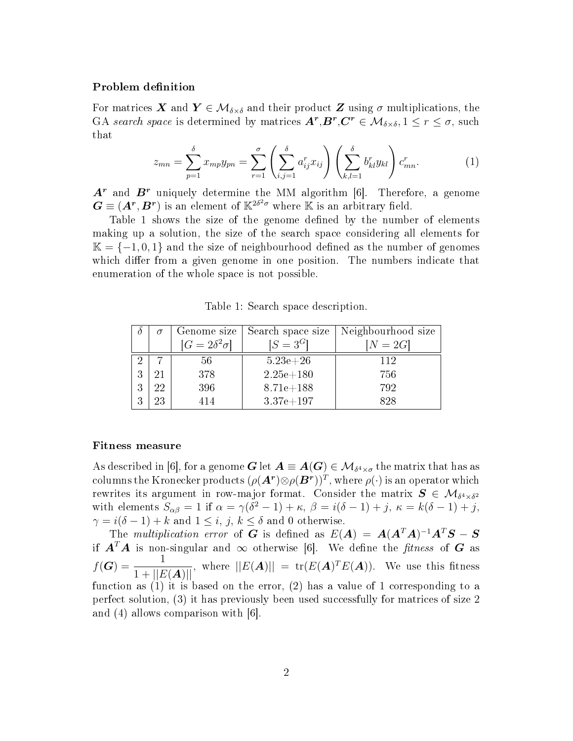### Problem definition

For matrices $\boldsymbol{X}$ and $\boldsymbol{Y} \in \mathcal{M}_{\delta\times\delta}$ and their product $\boldsymbol{Z}$ using $\sigma$ multiplications, the GA *search space* is determined by matrices $\boldsymbol{A}^r$,$\boldsymbol{B}^r$,$\boldsymbol{C}^r \in \mathcal{M}_{\delta\times\delta}, 1 \leq r \leq \sigma$, such that

$$z_{mn} = \sum_{p=1}^{\delta} x_{mp} y_{pn} = \sum_{r=1}^{\sigma} \left( \sum_{i,j=1}^{\delta} a_{ij}^r x_{ij} \right) \left( \sum_{k,l=1}^{\delta} b_{kl}^r y_{kl} \right) c_{mn}^r. \tag{1}$$

$\boldsymbol{A}^r$ and $\boldsymbol{B}^r$ uniquely determine the MM algorithm [6]. Therefore, a genome $\boldsymbol{G} \equiv (\boldsymbol{A}^r, \boldsymbol{B}^r)$ is an element of $\mathbb{K}^{2\delta^2\sigma}$ where $\mathbb{K}$ is an arbitrary field.

Table 1 shows the size of the genome defined by the number of elements making up a solution, the size of the search space considering all elements for $\mathbb{K} = \{-1, 0, 1\}$ and the size of neighbourhood defined as the number of genomes which differ from a given genome in one position. The numbers indicate that enumeration of the whole space is not possible.

Table 1: Search space description.

| $\delta$ | $\sigma$ | Genome size $[G = 2\delta^2\sigma]$ | Search space size $[S = 3^G]$ | Neighbourhood size $[N = 2G]$ |
|---|---|---|---|---|
| 2 | 7 | 56 | 5.23e+26 | 112 |
| 3 | 21 | 378 | 2.25e+180 | 756 |
| 3 | 22 | 396 | 8.71e+188 | 792 |
| 3 | 23 | 414 | 3.37e+197 | 828 |

### Fitness measure

As described in [6], for a genome $\boldsymbol{G}$ let $\boldsymbol{A} \equiv \boldsymbol{A}(\boldsymbol{G}) \in \mathcal{M}_{\delta^4\times\sigma}$ the matrix that has as columns the Kronecker products $(\rho(\boldsymbol{A}^r) \otimes \rho(\boldsymbol{B}^r))^T$, where $\rho(\cdot)$ is an operator which rewrites its argument in row-major format. Consider the matrix $\boldsymbol{S} \in \mathcal{M}_{\delta^4\times\delta^2}$ with elements $S_{\alpha\beta} = 1$ if $\alpha = \gamma(\delta^2 - 1) + \kappa$, $\beta = i(\delta - 1) + j$, $\kappa = k(\delta - 1) + j$, $\gamma = i(\delta - 1) + k$ and $1 \leq i,\, j,\, k \leq \delta$ and 0 otherwise.

The *multiplication error* of $\boldsymbol{G}$ is defined as $E(\boldsymbol{A}) = \boldsymbol{A}(\boldsymbol{A}^T\boldsymbol{A})^{-1}\boldsymbol{A}^T\boldsymbol{S} - \boldsymbol{S}$ if $\boldsymbol{A}^T\boldsymbol{A}$ is non-singular and $\infty$ otherwise [6]. We define the *fitness* of $\boldsymbol{G}$ as $f(\boldsymbol{G}) = \dfrac{1}{1 + ||E(\boldsymbol{A})||}$, where $||E(\boldsymbol{A})|| = \text{tr}(E(\boldsymbol{A})^T E(\boldsymbol{A}))$. We use this fitness function as (1) it is based on the error, (2) has a value of 1 corresponding to a perfect solution, (3) it has previously been used successfully for matrices of size 2 and (4) allows comparison with [6].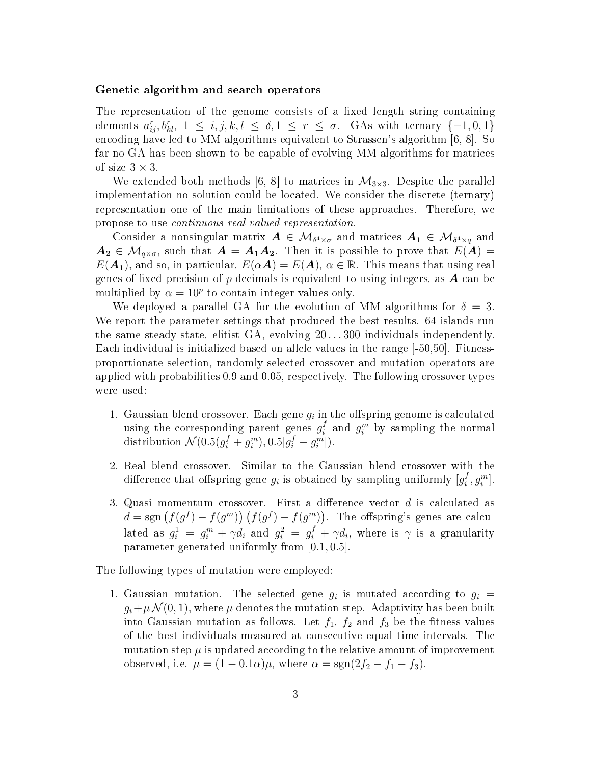### Genetic algorithm and search operators

The representation of the genome consists of a fixed length string containing elements $a^r_{ij}, b^r_{kl}$, $1 \le i,j,k,l \le \delta, 1 \le r \le \sigma$. GAs with ternary $\{-1,0,1\}$ encoding have led to MM algorithms equivalent to Strassen's algorithm [6, 8]. So far no GA has been shown to be capable of evolving MM algorithms for matrices of size $3 \times 3$.

We extended both methods [6, 8] to matrices in $\mathcal{M}_{3\times 3}$. Despite the parallel implementation no solution could be located. We consider the discrete (ternary) representation one of the main limitations of these approaches. Therefore, we propose to use *continuous real-valued representation*.

Consider a nonsingular matrix $\boldsymbol{A} \in \mathcal{M}_{\delta^4 \times \sigma}$ and matrices $\boldsymbol{A_1} \in \mathcal{M}_{\delta^4 \times q}$ and $\boldsymbol{A_2} \in \mathcal{M}_{q \times \sigma}$, such that $\boldsymbol{A} = \boldsymbol{A_1}\boldsymbol{A_2}$. Then it is possible to prove that $E(\boldsymbol{A}) = E(\boldsymbol{A_1})$, and so, in particular, $E(\alpha \boldsymbol{A}) = E(\boldsymbol{A})$, $\alpha \in \mathbb{R}$. This means that using real genes of fixed precision of $p$ decimals is equivalent to using integers, as $\boldsymbol{A}$ can be multiplied by $\alpha = 10^p$ to contain integer values only.

We deployed a parallel GA for the evolution of MM algorithms for $\delta = 3$. We report the parameter settings that produced the best results. 64 islands run the same steady-state, elitist GA, evolving $20 \dots 300$ individuals independently. Each individual is initialized based on allele values in the range [-50,50]. Fitness-proportionate selection, randomly selected crossover and mutation operators are applied with probabilities 0.9 and 0.05, respectively. The following crossover types were used:

1. Gaussian blend crossover. Each gene $g_i$ in the offspring genome is calculated using the corresponding parent genes $g^f_i$ and $g^m_i$ by sampling the normal distribution $\mathcal{N}(0.5(g^f_i + g^m_i), 0.5|g^f_i - g^m_i|)$.

2. Real blend crossover. Similar to the Gaussian blend crossover with the difference that offspring gene $g_i$ is obtained by sampling uniformly $[g^f_i, g^m_i]$.

3. Quasi momentum crossover. First a difference vector $d$ is calculated as $d = \operatorname{sgn}\left(f(g^f) - f(g^m)\right)\left(f(g^f) - f(g^m)\right)$. The offspring's genes are calculated as $g^1_i = g^m_i + \gamma d_i$ and $g^2_i = g^f_i + \gamma d_i$, where is $\gamma$ is a granularity parameter generated uniformly from $[0.1, 0.5]$.

The following types of mutation were employed:

1. Gaussian mutation. The selected gene $g_i$ is mutated according to $g_i = g_i + \mu \mathcal{N}(0,1)$, where $\mu$ denotes the mutation step. Adaptivity has been built into Gaussian mutation as follows. Let $f_1$, $f_2$ and $f_3$ be the fitness values of the best individuals measured at consecutive equal time intervals. The mutation step $\mu$ is updated according to the relative amount of improvement observed, i.e. $\mu = (1 - 0.1\alpha)\mu$, where $\alpha = \operatorname{sgn}(2f_2 - f_1 - f_3)$.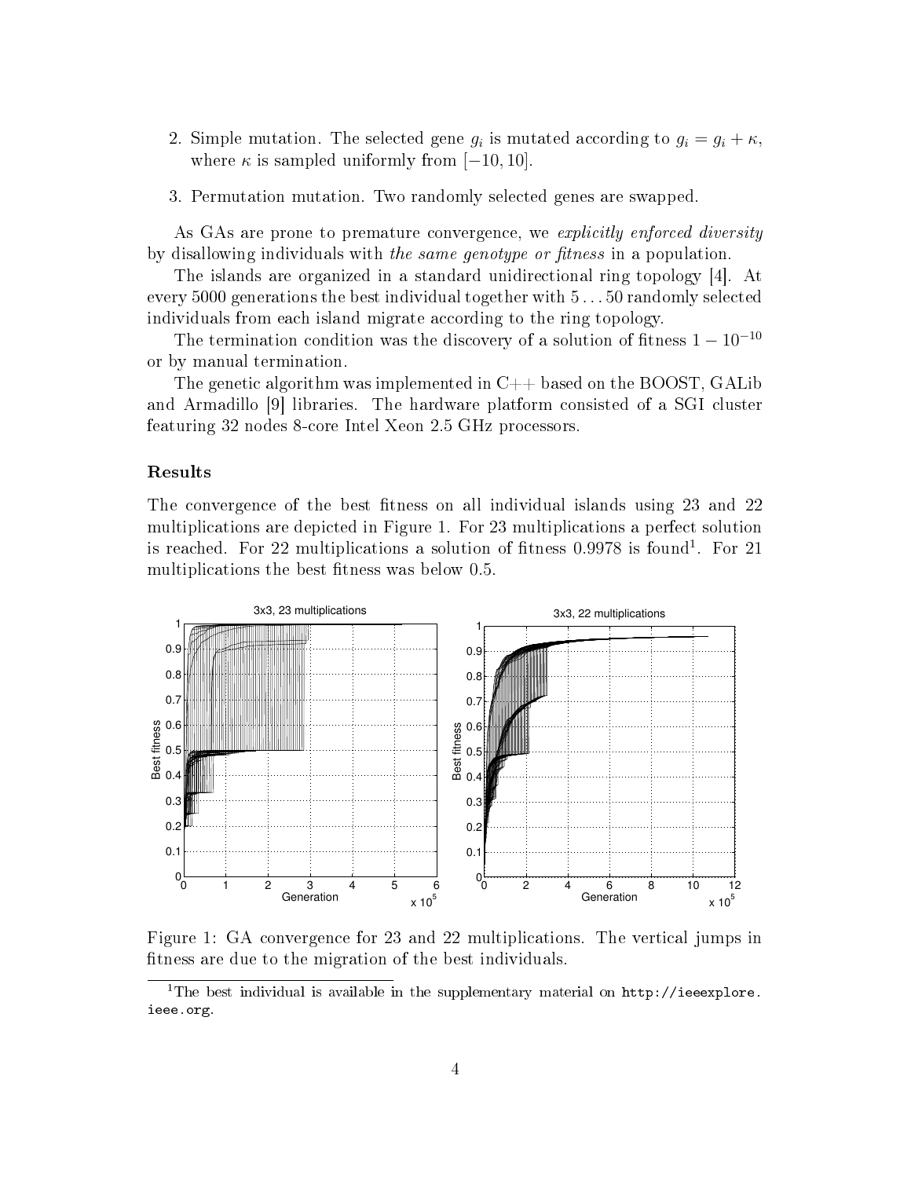2. Simple mutation. The selected gene $g_i$ is mutated according to $g_i = g_i + \kappa$, where $\kappa$ is sampled uniformly from $[-10, 10]$.

3. Permutation mutation. Two randomly selected genes are swapped.

As GAs are prone to premature convergence, we *explicitly enforced diversity* by disallowing individuals with *the same genotype or fitness* in a population.

The islands are organized in a standard unidirectional ring topology [4]. At every 5000 generations the best individual together with $5 \ldots 50$ randomly selected individuals from each island migrate according to the ring topology.

The termination condition was the discovery of a solution of fitness $1 - 10^{-10}$ or by manual termination.

The genetic algorithm was implemented in C++ based on the BOOST, GALib and Armadillo [9] libraries. The hardware platform consisted of a SGI cluster featuring 32 nodes 8-core Intel Xeon 2.5 GHz processors.

### Results

The convergence of the best fitness on all individual islands using 23 and 22 multiplications are depicted in Figure 1. For 23 multiplications a perfect solution is reached. For 22 multiplications a solution of fitness 0.9978 is found[1]. For 21 multiplications the best fitness was below 0.5.

Figure 1: GA convergence for 23 and 22 multiplications. The vertical jumps in fitness are due to the migration of the best individuals.

[1] The best individual is available in the supplementary material on `http://ieeexplore.ieee.org`.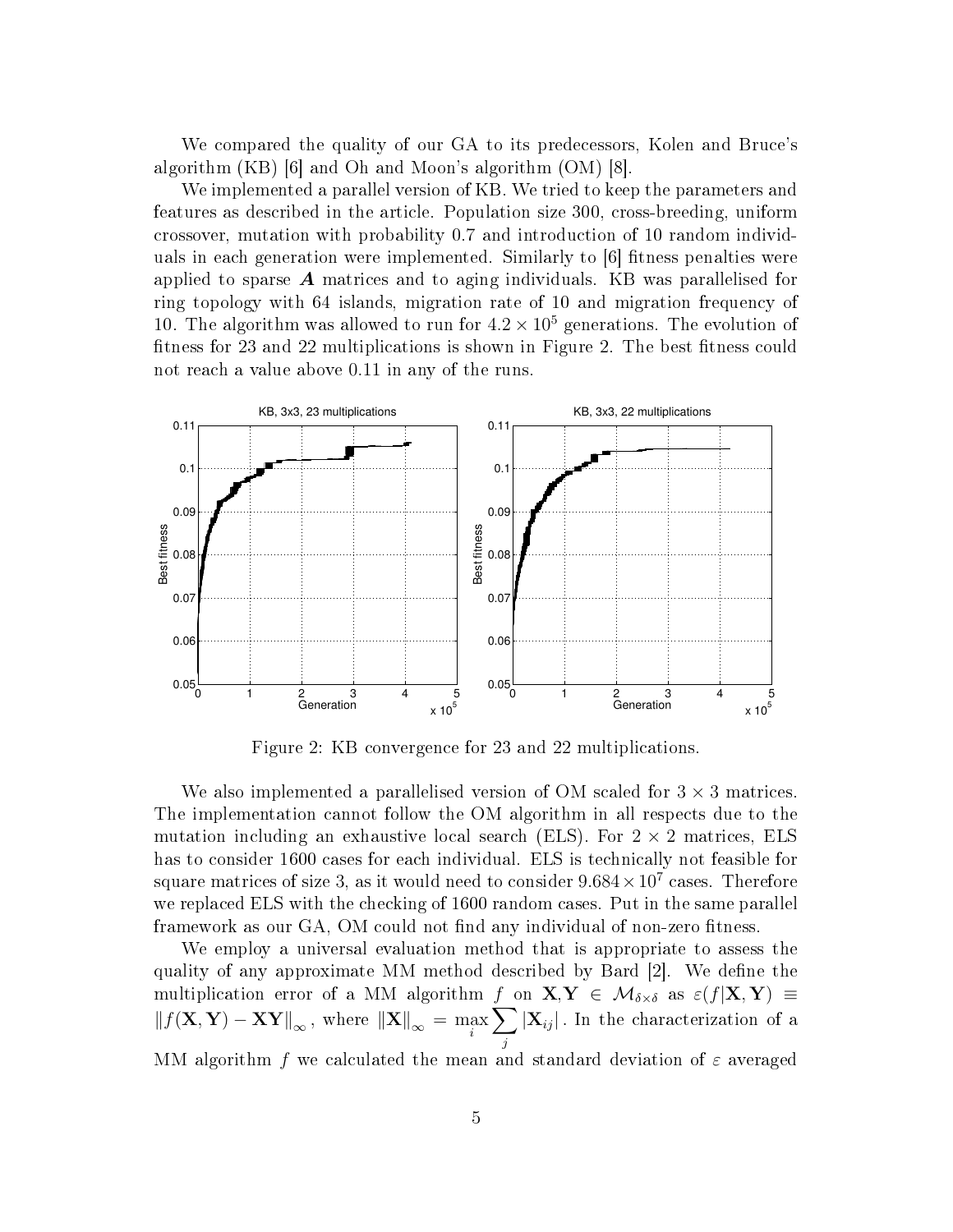We compared the quality of our GA to its predecessors, Kolen and Bruce's algorithm (KB) [6] and Oh and Moon's algorithm (OM) [8].

We implemented a parallel version of KB. We tried to keep the parameters and features as described in the article. Population size 300, cross-breeding, uniform crossover, mutation with probability 0.7 and introduction of 10 random individuals in each generation were implemented. Similarly to [6] fitness penalties were applied to sparse $\boldsymbol{A}$ matrices and to aging individuals. KB was parallelised for ring topology with 64 islands, migration rate of 10 and migration frequency of 10. The algorithm was allowed to run for $4.2 \times 10^5$ generations. The evolution of fitness for 23 and 22 multiplications is shown in Figure 2. The best fitness could not reach a value above 0.11 in any of the runs.

Figure 2: KB convergence for 23 and 22 multiplications.

We also implemented a parallelised version of OM scaled for $3 \times 3$ matrices. The implementation cannot follow the OM algorithm in all respects due to the mutation including an exhaustive local search (ELS). For $2 \times 2$ matrices, ELS has to consider 1600 cases for each individual. ELS is technically not feasible for square matrices of size 3, as it would need to consider $9.684 \times 10^7$ cases. Therefore we replaced ELS with the checking of 1600 random cases. Put in the same parallel framework as our GA, OM could not find any individual of non-zero fitness.

We employ a universal evaluation method that is appropriate to assess the quality of any approximate MM method described by Bard [2]. We define the multiplication error of a MM algorithm $f$ on $\mathbf{X}, \mathbf{Y} \in \mathcal{M}_{\delta\times\delta}$ as $\varepsilon(f|\mathbf{X},\mathbf{Y}) \equiv \|f(\mathbf{X},\mathbf{Y}) - \mathbf{XY}\|_\infty$, where $\|\mathbf{X}\|_\infty = \max_i \sum_j |\mathbf{X}_{ij}|$. In the characterization of a MM algorithm $f$ we calculated the mean and standard deviation of $\varepsilon$ averaged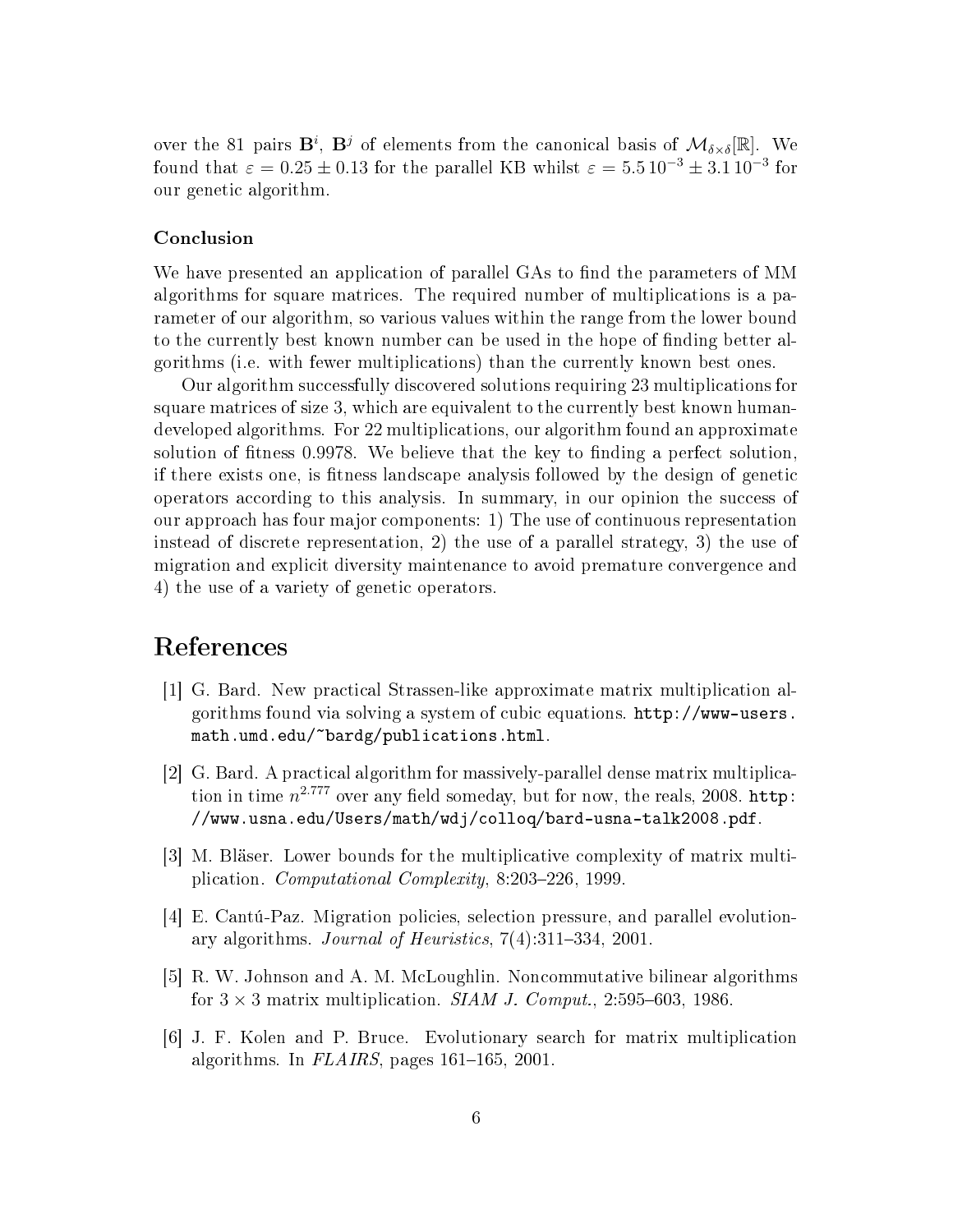over the 81 pairs $\mathbf{B}^i$, $\mathbf{B}^j$ of elements from the canonical basis of $\mathcal{M}_{\delta\times\delta}[\mathbb{R}]$. We found that $\varepsilon = 0.25 \pm 0.13$ for the parallel KB whilst $\varepsilon = 5.5\,10^{-3} \pm 3.1\,10^{-3}$ for our genetic algorithm.

### Conclusion

We have presented an application of parallel GAs to find the parameters of MM algorithms for square matrices. The required number of multiplications is a parameter of our algorithm, so various values within the range from the lower bound to the currently best known number can be used in the hope of finding better algorithms (i.e. with fewer multiplications) than the currently known best ones.

Our algorithm successfully discovered solutions requiring 23 multiplications for square matrices of size 3, which are equivalent to the currently best known human-developed algorithms. For 22 multiplications, our algorithm found an approximate solution of fitness 0.9978. We believe that the key to finding a perfect solution, if there exists one, is fitness landscape analysis followed by the design of genetic operators according to this analysis. In summary, in our opinion the success of our approach has four major components: 1) The use of continuous representation instead of discrete representation, 2) the use of a parallel strategy, 3) the use of migration and explicit diversity maintenance to avoid premature convergence and 4) the use of a variety of genetic operators.

## References

[1] G. Bard. New practical Strassen-like approximate matrix multiplication algorithms found via solving a system of cubic equations. http://www-users.math.umd.edu/~bardg/publications.html.

[2] G. Bard. A practical algorithm for massively-parallel dense matrix multiplication in time $n^{2.777}$ over any field someday, but for now, the reals, 2008. http://www.usna.edu/Users/math/wdj/colloq/bard-usna-talk2008.pdf.

[3] M. Bläser. Lower bounds for the multiplicative complexity of matrix multiplication. *Computational Complexity*, 8:203–226, 1999.

[4] E. Cantú-Paz. Migration policies, selection pressure, and parallel evolutionary algorithms. *Journal of Heuristics*, 7(4):311–334, 2001.

[5] R. W. Johnson and A. M. McLoughlin. Noncommutative bilinear algorithms for $3 \times 3$ matrix multiplication. *SIAM J. Comput.*, 2:595–603, 1986.

[6] J. F. Kolen and P. Bruce. Evolutionary search for matrix multiplication algorithms. In *FLAIRS*, pages 161–165, 2001.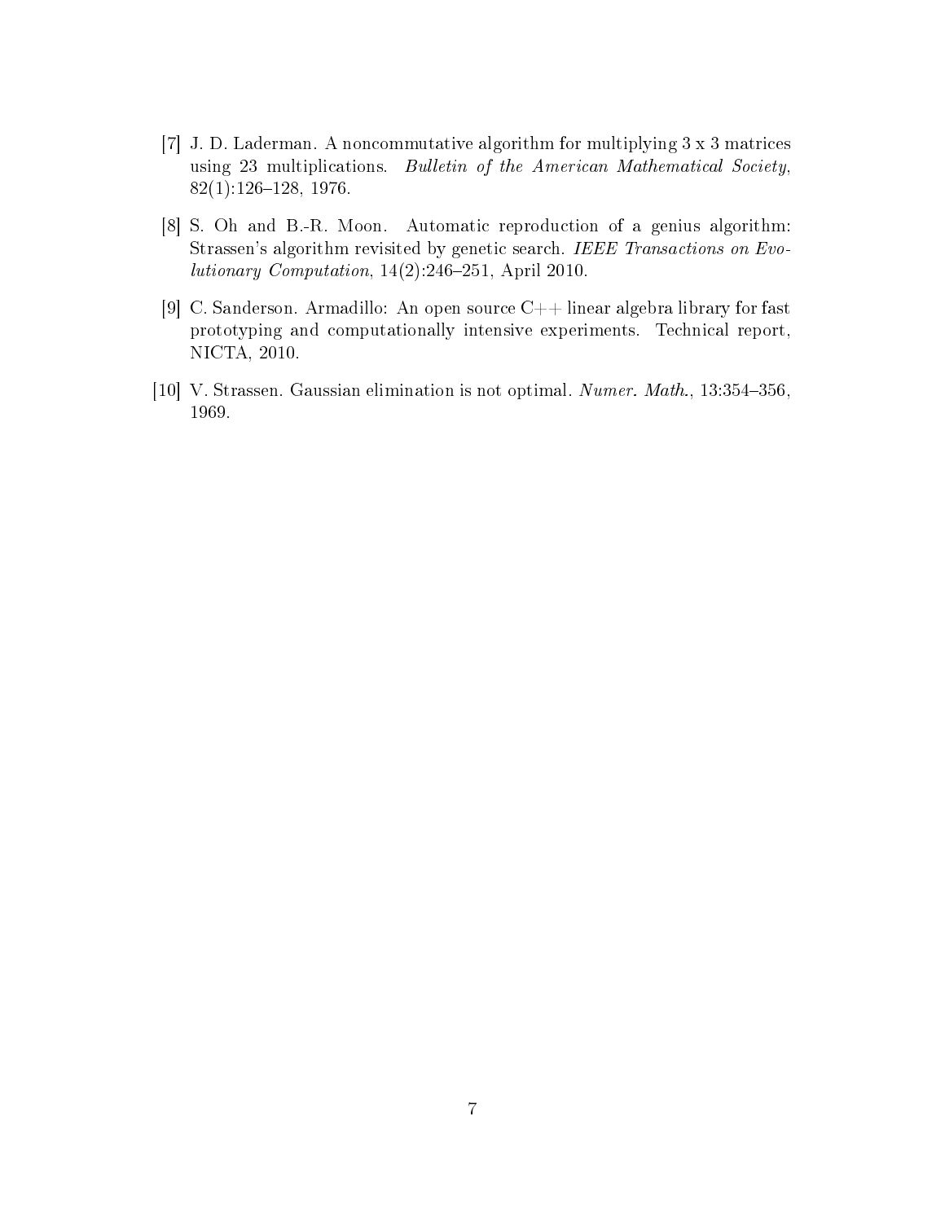[7] J. D. Laderman. A noncommutative algorithm for multiplying 3 x 3 matrices using 23 multiplications. *Bulletin of the American Mathematical Society*, 82(1):126–128, 1976.

[8] S. Oh and B.-R. Moon. Automatic reproduction of a genius algorithm: Strassen's algorithm revisited by genetic search. *IEEE Transactions on Evolutionary Computation*, 14(2):246–251, April 2010.

[9] C. Sanderson. Armadillo: An open source C++ linear algebra library for fast prototyping and computationally intensive experiments. Technical report, NICTA, 2010.

[10] V. Strassen. Gaussian elimination is not optimal. *Numer. Math.*, 13:354–356, 1969.